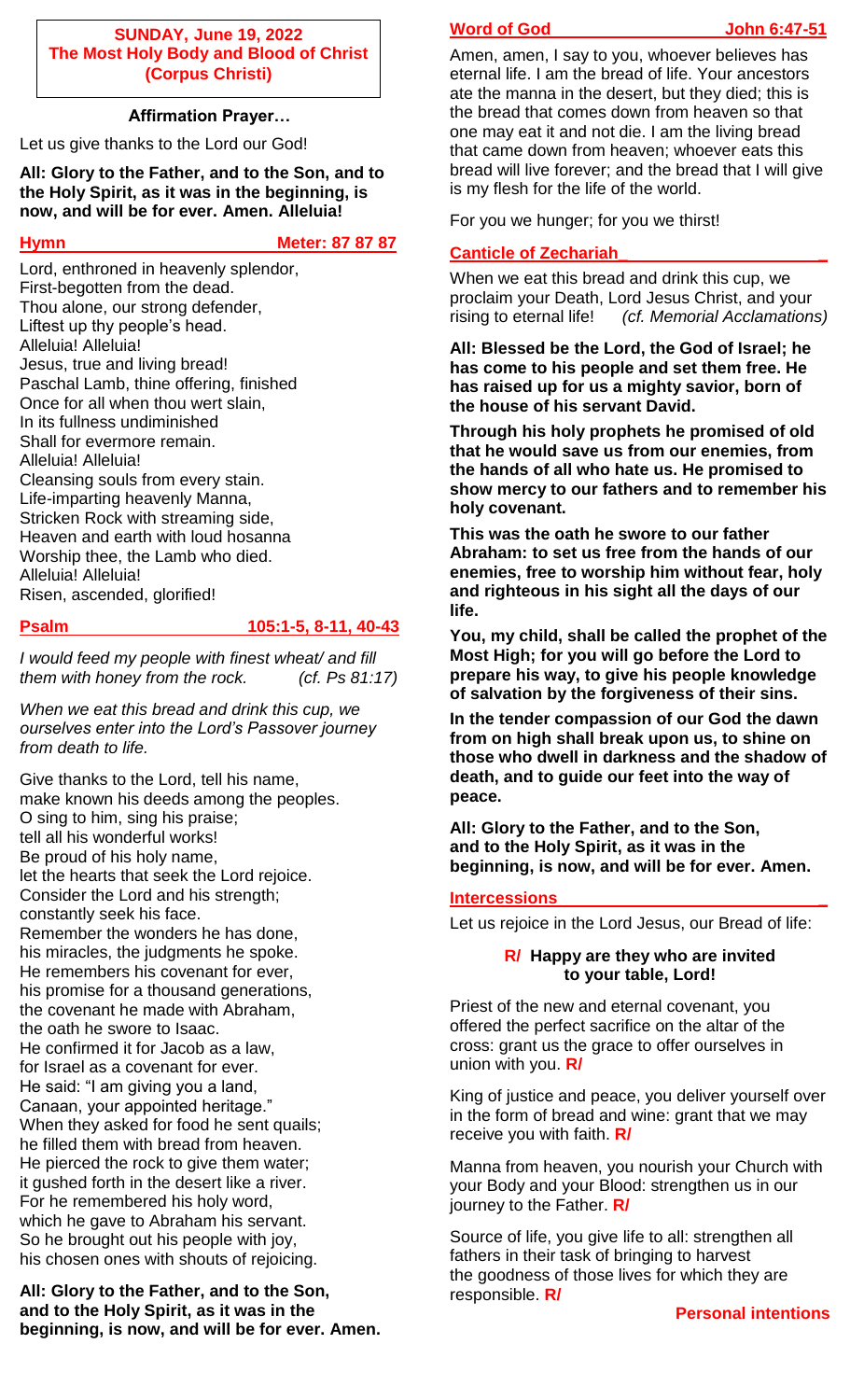**SUNDAY, June 19, 2022**
**The Most Holy Body and Blood of Christ**
**(Corpus Christi)**

**Affirmation Prayer…**

Let us give thanks to the Lord our God!

**All: Glory to the Father, and to the Son, and to the Holy Spirit, as it was in the beginning, is now, and will be for ever. Amen. Alleluia!**

**Hymn — Meter: 87 87 87**

Lord, enthroned in heavenly splendor,
First-begotten from the dead.
Thou alone, our strong defender,
Liftest up thy people's head.
Alleluia! Alleluia!
Jesus, true and living bread!
Paschal Lamb, thine offering, finished
Once for all when thou wert slain,
In its fullness undiminished
Shall for evermore remain.
Alleluia! Alleluia!
Cleansing souls from every stain.
Life-imparting heavenly Manna,
Stricken Rock with streaming side,
Heaven and earth with loud hosanna
Worship thee, the Lamb who died.
Alleluia! Alleluia!
Risen, ascended, glorified!

**Psalm — 105:1-5, 8-11, 40-43**

*I would feed my people with finest wheat/ and fill them with honey from the rock.* *(cf. Ps 81:17)*

*When we eat this bread and drink this cup, we ourselves enter into the Lord's Passover journey from death to life.*

Give thanks to the Lord, tell his name,
make known his deeds among the peoples.
O sing to him, sing his praise;
tell all his wonderful works!
Be proud of his holy name,
let the hearts that seek the Lord rejoice.
Consider the Lord and his strength;
constantly seek his face.
Remember the wonders he has done,
his miracles, the judgments he spoke.
He remembers his covenant for ever,
his promise for a thousand generations,
the covenant he made with Abraham,
the oath he swore to Isaac.
He confirmed it for Jacob as a law,
for Israel as a covenant for ever.
He said: "I am giving you a land,
Canaan, your appointed heritage."
When they asked for food he sent quails;
he filled them with bread from heaven.
He pierced the rock to give them water;
it gushed forth in the desert like a river.
For he remembered his holy word,
which he gave to Abraham his servant.
So he brought out his people with joy,
his chosen ones with shouts of rejoicing.

**All: Glory to the Father, and to the Son, and to the Holy Spirit, as it was in the beginning, is now, and will be for ever. Amen.**

**Word of God — John 6:47-51**

Amen, amen, I say to you, whoever believes has eternal life. I am the bread of life. Your ancestors ate the manna in the desert, but they died; this is the bread that comes down from heaven so that one may eat it and not die. I am the living bread that came down from heaven; whoever eats this bread will live forever; and the bread that I will give is my flesh for the life of the world.

For you we hunger; for you we thirst!

**Canticle of Zechariah**

When we eat this bread and drink this cup, we proclaim your Death, Lord Jesus Christ, and your rising to eternal life! *(cf. Memorial Acclamations)*

**All: Blessed be the Lord, the God of Israel; he has come to his people and set them free. He has raised up for us a mighty savior, born of the house of his servant David.**

**Through his holy prophets he promised of old that he would save us from our enemies, from the hands of all who hate us. He promised to show mercy to our fathers and to remember his holy covenant.**

**This was the oath he swore to our father Abraham: to set us free from the hands of our enemies, free to worship him without fear, holy and righteous in his sight all the days of our life.**

**You, my child, shall be called the prophet of the Most High; for you will go before the Lord to prepare his way, to give his people knowledge of salvation by the forgiveness of their sins.**

**In the tender compassion of our God the dawn from on high shall break upon us, to shine on those who dwell in darkness and the shadow of death, and to guide our feet into the way of peace.**

**All: Glory to the Father, and to the Son, and to the Holy Spirit, as it was in the beginning, is now, and will be for ever. Amen.**

**Intercessions**

Let us rejoice in the Lord Jesus, our Bread of life:

**R/ Happy are they who are invited to your table, Lord!**

Priest of the new and eternal covenant, you offered the perfect sacrifice on the altar of the cross: grant us the grace to offer ourselves in union with you. **R/**

King of justice and peace, you deliver yourself over in the form of bread and wine: grant that we may receive you with faith. **R/**

Manna from heaven, you nourish your Church with your Body and your Blood: strengthen us in our journey to the Father. **R/**

Source of life, you give life to all: strengthen all fathers in their task of bringing to harvest the goodness of those lives for which they are responsible. **R/**

**Personal intentions**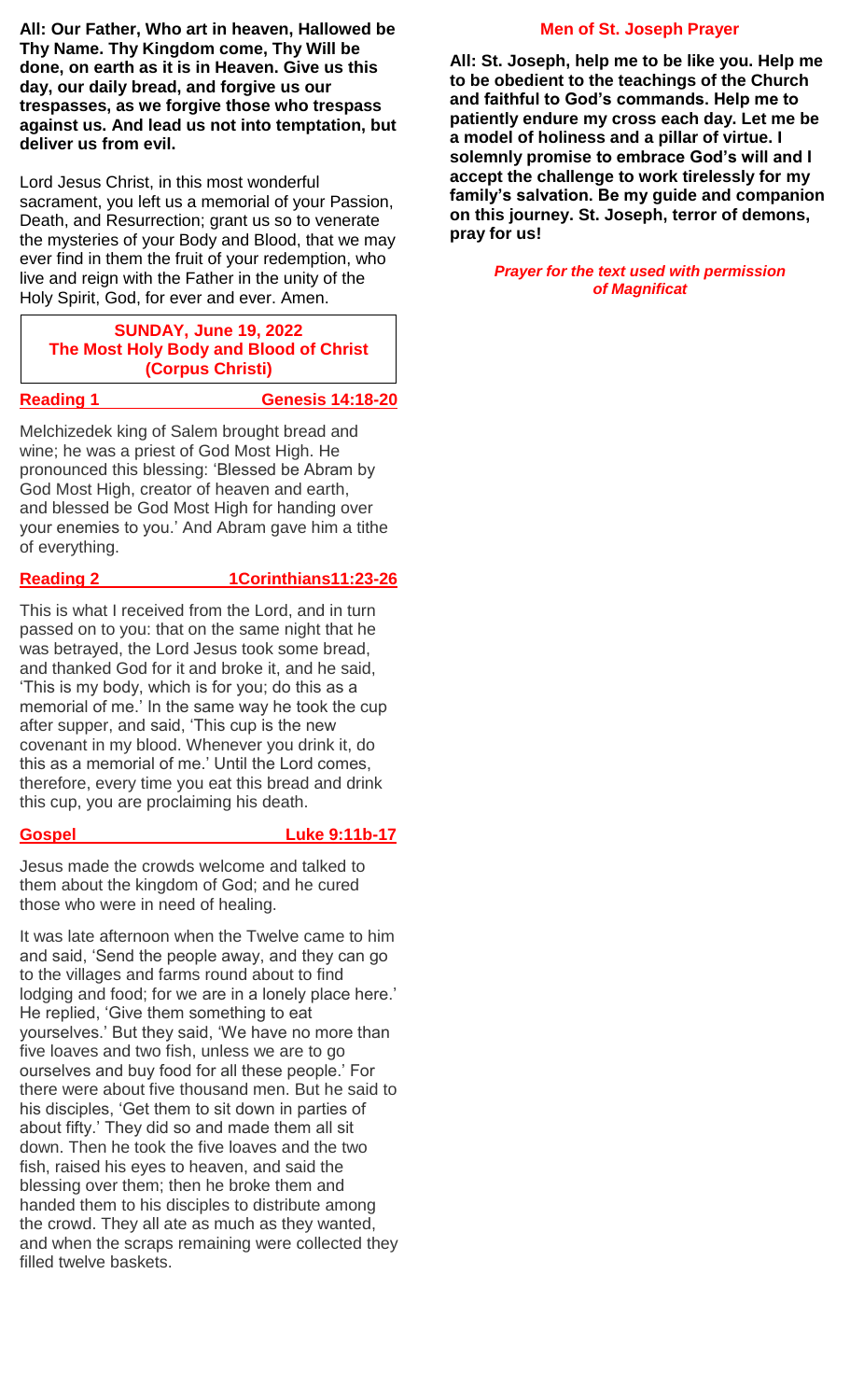**All: Our Father, Who art in heaven, Hallowed be Thy Name. Thy Kingdom come, Thy Will be done, on earth as it is in Heaven. Give us this day, our daily bread, and forgive us our trespasses, as we forgive those who trespass against us. And lead us not into temptation, but deliver us from evil.**

Lord Jesus Christ, in this most wonderful sacrament, you left us a memorial of your Passion, Death, and Resurrection; grant us so to venerate the mysteries of your Body and Blood, that we may ever find in them the fruit of your redemption, who live and reign with the Father in the unity of the Holy Spirit, God, for ever and ever. Amen.

## SUNDAY, June 19, 2022
## The Most Holy Body and Blood of Christ (Corpus Christi)

**Reading 1** **Genesis 14:18-20**

Melchizedek king of Salem brought bread and wine; he was a priest of God Most High. He pronounced this blessing: 'Blessed be Abram by God Most High, creator of heaven and earth, and blessed be God Most High for handing over your enemies to you.' And Abram gave him a tithe of everything.

**Reading 2** **1Corinthians11:23-26**

This is what I received from the Lord, and in turn passed on to you: that on the same night that he was betrayed, the Lord Jesus took some bread, and thanked God for it and broke it, and he said, 'This is my body, which is for you; do this as a memorial of me.' In the same way he took the cup after supper, and said, 'This cup is the new covenant in my blood. Whenever you drink it, do this as a memorial of me.' Until the Lord comes, therefore, every time you eat this bread and drink this cup, you are proclaiming his death.

**Gospel** **Luke 9:11b-17**

Jesus made the crowds welcome and talked to them about the kingdom of God; and he cured those who were in need of healing.

It was late afternoon when the Twelve came to him and said, 'Send the people away, and they can go to the villages and farms round about to find lodging and food; for we are in a lonely place here.' He replied, 'Give them something to eat yourselves.' But they said, 'We have no more than five loaves and two fish, unless we are to go ourselves and buy food for all these people.' For there were about five thousand men. But he said to his disciples, 'Get them to sit down in parties of about fifty.' They did so and made them all sit down. Then he took the five loaves and the two fish, raised his eyes to heaven, and said the blessing over them; then he broke them and handed them to his disciples to distribute among the crowd. They all ate as much as they wanted, and when the scraps remaining were collected they filled twelve baskets.

### Men of St. Joseph Prayer

**All: St. Joseph, help me to be like you. Help me to be obedient to the teachings of the Church and faithful to God's commands. Help me to patiently endure my cross each day. Let me be a model of holiness and a pillar of virtue. I solemnly promise to embrace God's will and I accept the challenge to work tirelessly for my family's salvation. Be my guide and companion on this journey. St. Joseph, terror of demons, pray for us!**

***Prayer for the text used with permission of Magnificat***